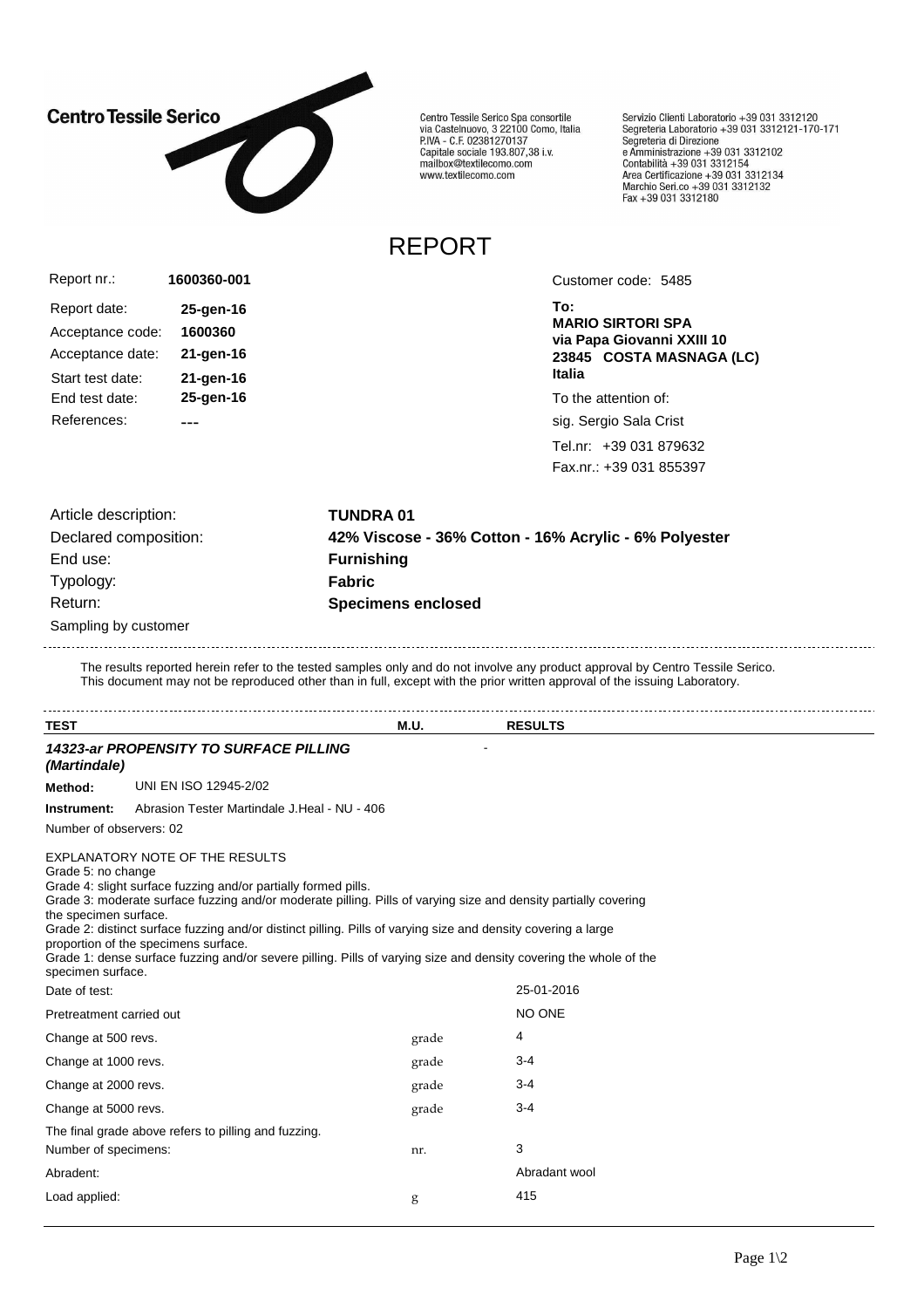**Centro Tessile Serico**

Centro Tessile Serico Spa consortile
via Castelnuovo, 3 22100 Como, Italia
P.IVA - C.F. 02381270137
Capitale sociale 193.807,38 i.v.
mailbox@textilecomo.com
www.textilecomo.com

Servizio Clienti Laboratorio +39 031 3312120
Segreteria Laboratorio +39 031 3312121-170-171
Segreteria di Direzione
e Amministrazione +39 031 3312102
Contabilità +39 031 3312154
Area Certificazione +39 031 3312134
Marchio Seri.co +39 031 3312132
Fax +39 031 3312180

# REPORT

| | |
|---|---|
| Report nr.: | **1600360-001** |
| Report date: | **25-gen-16** |
| Acceptance code: | **1600360** |
| Acceptance date: | **21-gen-16** |
| Start test date: | **21-gen-16** |
| End test date: | **25-gen-16** |
| References: | **---** |

Customer code: 5485

**To:**
**MARIO SIRTORI SPA**
**via Papa Giovanni XXIII 10**
**23845 COSTA MASNAGA (LC)**
**Italia**

To the attention of:
sig. Sergio Sala Crist
Tel.nr: +39 031 879632
Fax.nr.: +39 031 855397

| | |
|---|---|
| Article description: | **TUNDRA 01** |
| Declared composition: | **42% Viscose - 36% Cotton - 16% Acrylic - 6% Polyester** |
| End use: | **Furnishing** |
| Typology: | **Fabric** |
| Return: | **Specimens enclosed** |
| Sampling by customer | |

The results reported herein refer to the tested samples only and do not involve any product approval by Centro Tessile Serico.
This document may not be reproduced other than in full, except with the prior written approval of the issuing Laboratory.

| **TEST** | **M.U.** | **RESULTS** |
|---|---|---|

***14323-ar PROPENSITY TO SURFACE PILLING (Martindale)*** -

**Method:** UNI EN ISO 12945-2/02

**Instrument:** Abrasion Tester Martindale J.Heal - NU - 406

Number of observers: 02

EXPLANATORY NOTE OF THE RESULTS
Grade 5: no change
Grade 4: slight surface fuzzing and/or partially formed pills.
Grade 3: moderate surface fuzzing and/or moderate pilling. Pills of varying size and density partially covering the specimen surface.
Grade 2: distinct surface fuzzing and/or distinct pilling. Pills of varying size and density covering a large proportion of the specimens surface.
Grade 1: dense surface fuzzing and/or severe pilling. Pills of varying size and density covering the whole of the specimen surface.

| TEST | M.U. | RESULTS |
|---|---|---|
| Date of test: | | 25-01-2016 |
| Pretreatment carried out | | NO ONE |
| Change at 500 revs. | grade | 4 |
| Change at 1000 revs. | grade | 3-4 |
| Change at 2000 revs. | grade | 3-4 |
| Change at 5000 revs. | grade | 3-4 |
| The final grade above refers to pilling and fuzzing. | | |
| Number of specimens: | nr. | 3 |
| Abradent: | | Abradant wool |
| Load applied: | g | 415 |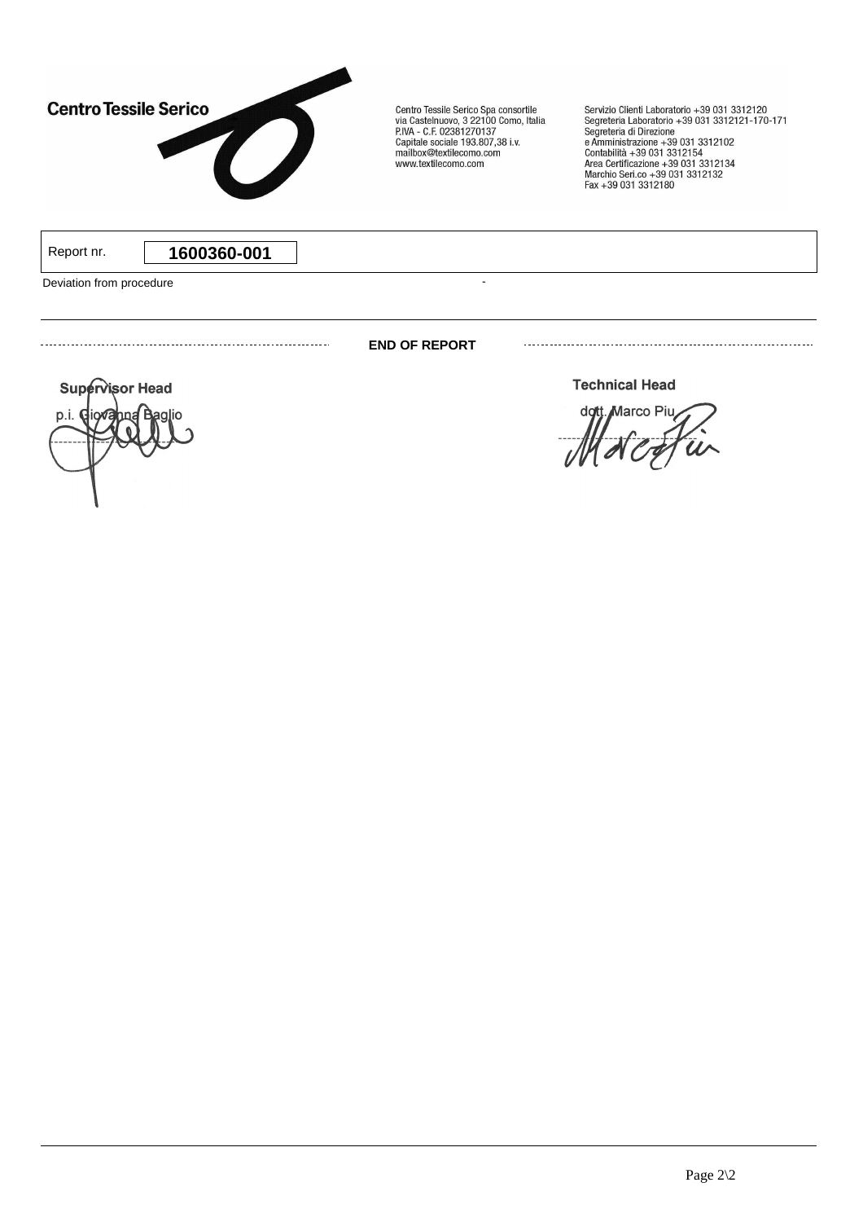**Centro Tessile Serico**

Centro Tessile Serico Spa consortile
via Castelnuovo, 3 22100 Como, Italia
P.IVA - C.F. 02381270137
Capitale sociale 193.807,38 i.v.
mailbox@textilecomo.com
www.textilecomo.com

Servizio Clienti Laboratorio +39 031 3312120
Segreteria Laboratorio +39 031 3312121-170-171
Segreteria di Direzione
e Amministrazione +39 031 3312102
Contabilità +39 031 3312154
Area Certificazione +39 031 3312134
Marchio Seri.co +39 031 3312132
Fax +39 031 3312180

| Report nr. | **1600360-001** |
|---|---|

Deviation from procedure -

**END OF REPORT**

**Supervisor Head**
p.i. Giovanna Baglio

**Technical Head**
dott. Marco Piu